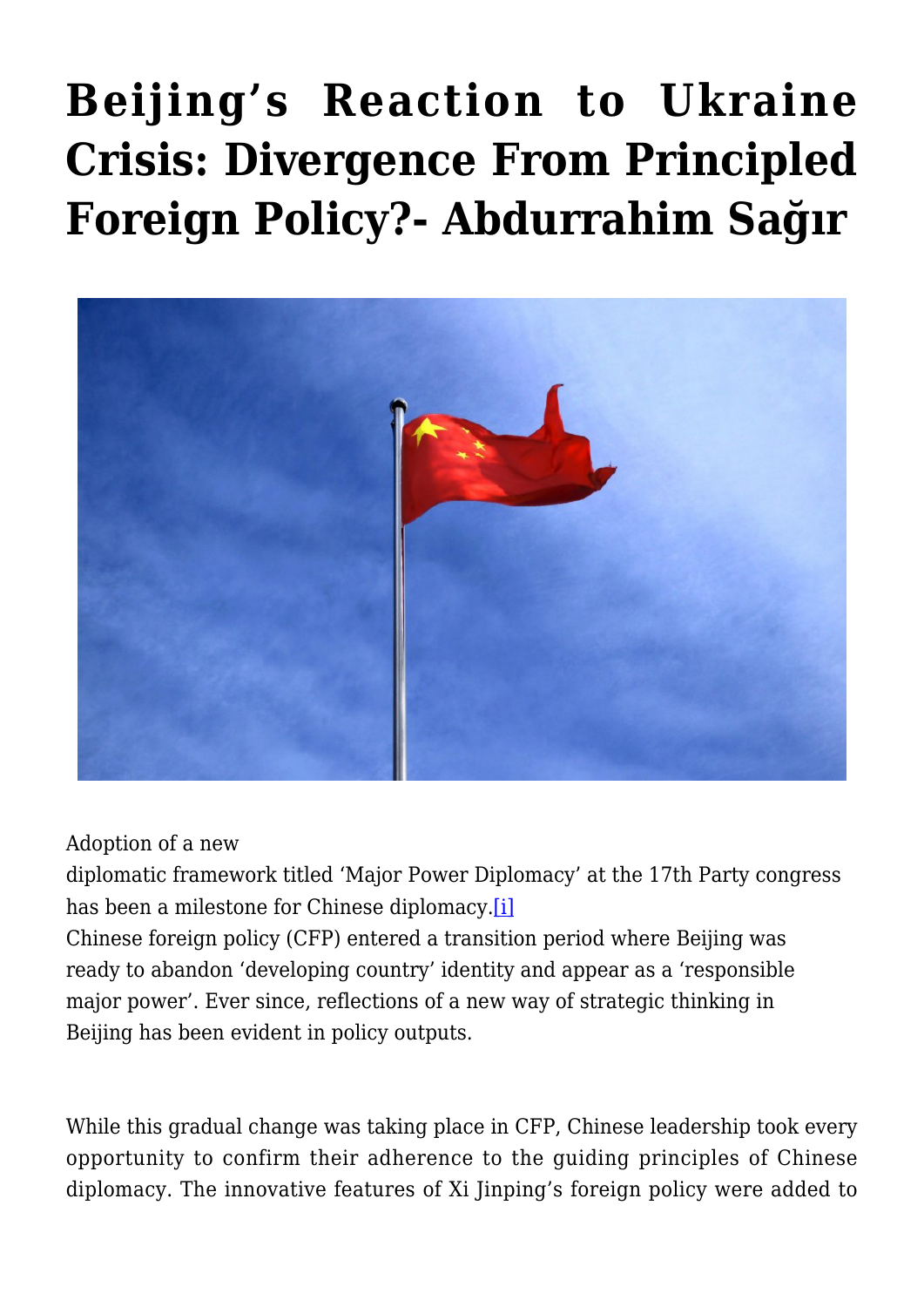# Beijing's Reaction to Ukraine Crisis: Divergence From Principled Foreign Policy?- Abdurrahim Sağır

Adoption of a new diplomatic framework titled 'Major Power Diplomacy' at the 17th Party congress has been a milestone for Chinese diplomacy.[i] Chinese foreign policy (CFP) entered a transition period where Beijing was ready to abandon 'developing country' identity and appear as a 'responsible major power'. Ever since, reflections of a new way of strategic thinking in Beijing has been evident in policy outputs.

While this gradual change was taking place in CFP, Chinese leadership took every opportunity to confirm their adherence to the guiding principles of Chinese diplomacy. The innovative features of Xi Jinping's foreign policy were added to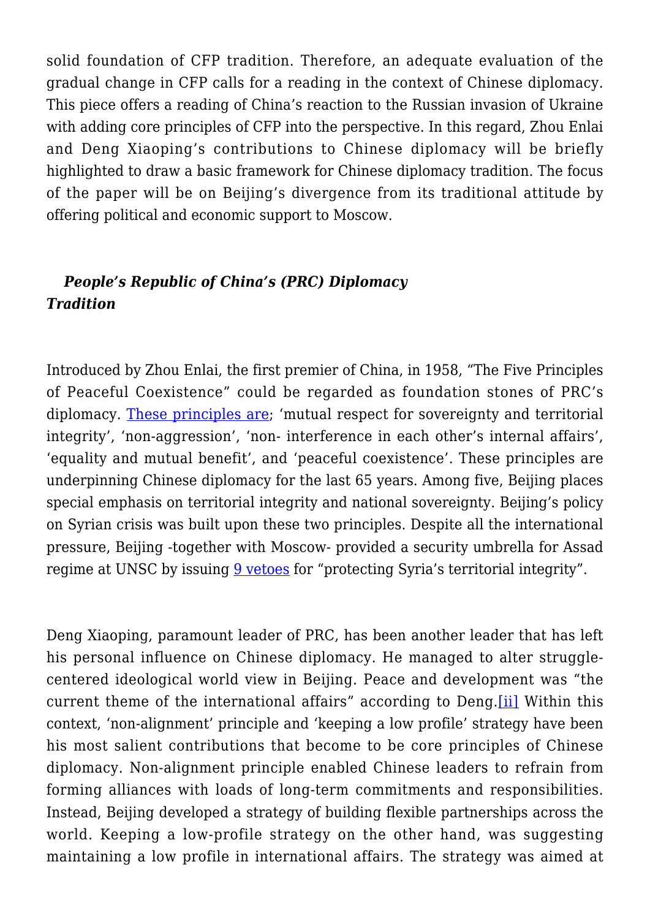solid foundation of CFP tradition. Therefore, an adequate evaluation of the gradual change in CFP calls for a reading in the context of Chinese diplomacy. This piece offers a reading of China's reaction to the Russian invasion of Ukraine with adding core principles of CFP into the perspective. In this regard, Zhou Enlai and Deng Xiaoping's contributions to Chinese diplomacy will be briefly highlighted to draw a basic framework for Chinese diplomacy tradition. The focus of the paper will be on Beijing's divergence from its traditional attitude by offering political and economic support to Moscow.

### ***People's Republic of China's (PRC) Diplomacy Tradition***

Introduced by Zhou Enlai, the first premier of China, in 1958, "The Five Principles of Peaceful Coexistence" could be regarded as foundation stones of PRC's diplomacy. These principles are; 'mutual respect for sovereignty and territorial integrity', 'non-aggression', 'non- interference in each other's internal affairs', 'equality and mutual benefit', and 'peaceful coexistence'. These principles are underpinning Chinese diplomacy for the last 65 years. Among five, Beijing places special emphasis on territorial integrity and national sovereignty. Beijing's policy on Syrian crisis was built upon these two principles. Despite all the international pressure, Beijing -together with Moscow- provided a security umbrella for Assad regime at UNSC by issuing 9 vetoes for "protecting Syria's territorial integrity".

Deng Xiaoping, paramount leader of PRC, has been another leader that has left his personal influence on Chinese diplomacy. He managed to alter struggle-centered ideological world view in Beijing. Peace and development was "the current theme of the international affairs" according to Deng.[ii] Within this context, 'non-alignment' principle and 'keeping a low profile' strategy have been his most salient contributions that become to be core principles of Chinese diplomacy. Non-alignment principle enabled Chinese leaders to refrain from forming alliances with loads of long-term commitments and responsibilities. Instead, Beijing developed a strategy of building flexible partnerships across the world. Keeping a low-profile strategy on the other hand, was suggesting maintaining a low profile in international affairs. The strategy was aimed at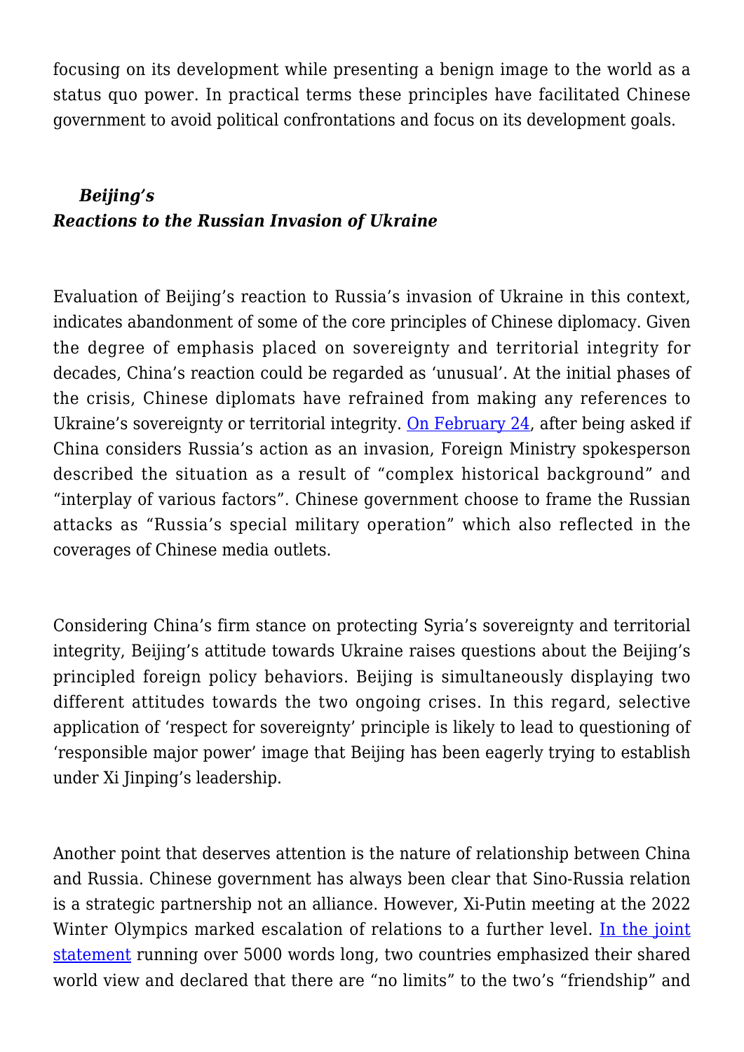focusing on its development while presenting a benign image to the world as a status quo power. In practical terms these principles have facilitated Chinese government to avoid political confrontations and focus on its development goals.

### *Beijing's Reactions to the Russian Invasion of Ukraine*

Evaluation of Beijing's reaction to Russia's invasion of Ukraine in this context, indicates abandonment of some of the core principles of Chinese diplomacy. Given the degree of emphasis placed on sovereignty and territorial integrity for decades, China's reaction could be regarded as 'unusual'. At the initial phases of the crisis, Chinese diplomats have refrained from making any references to Ukraine's sovereignty or territorial integrity. On February 24, after being asked if China considers Russia's action as an invasion, Foreign Ministry spokesperson described the situation as a result of "complex historical background" and "interplay of various factors". Chinese government choose to frame the Russian attacks as "Russia's special military operation" which also reflected in the coverages of Chinese media outlets.

Considering China's firm stance on protecting Syria's sovereignty and territorial integrity, Beijing's attitude towards Ukraine raises questions about the Beijing's principled foreign policy behaviors. Beijing is simultaneously displaying two different attitudes towards the two ongoing crises. In this regard, selective application of 'respect for sovereignty' principle is likely to lead to questioning of 'responsible major power' image that Beijing has been eagerly trying to establish under Xi Jinping's leadership.

Another point that deserves attention is the nature of relationship between China and Russia. Chinese government has always been clear that Sino-Russia relation is a strategic partnership not an alliance. However, Xi-Putin meeting at the 2022 Winter Olympics marked escalation of relations to a further level. In the joint statement running over 5000 words long, two countries emphasized their shared world view and declared that there are "no limits" to the two's "friendship" and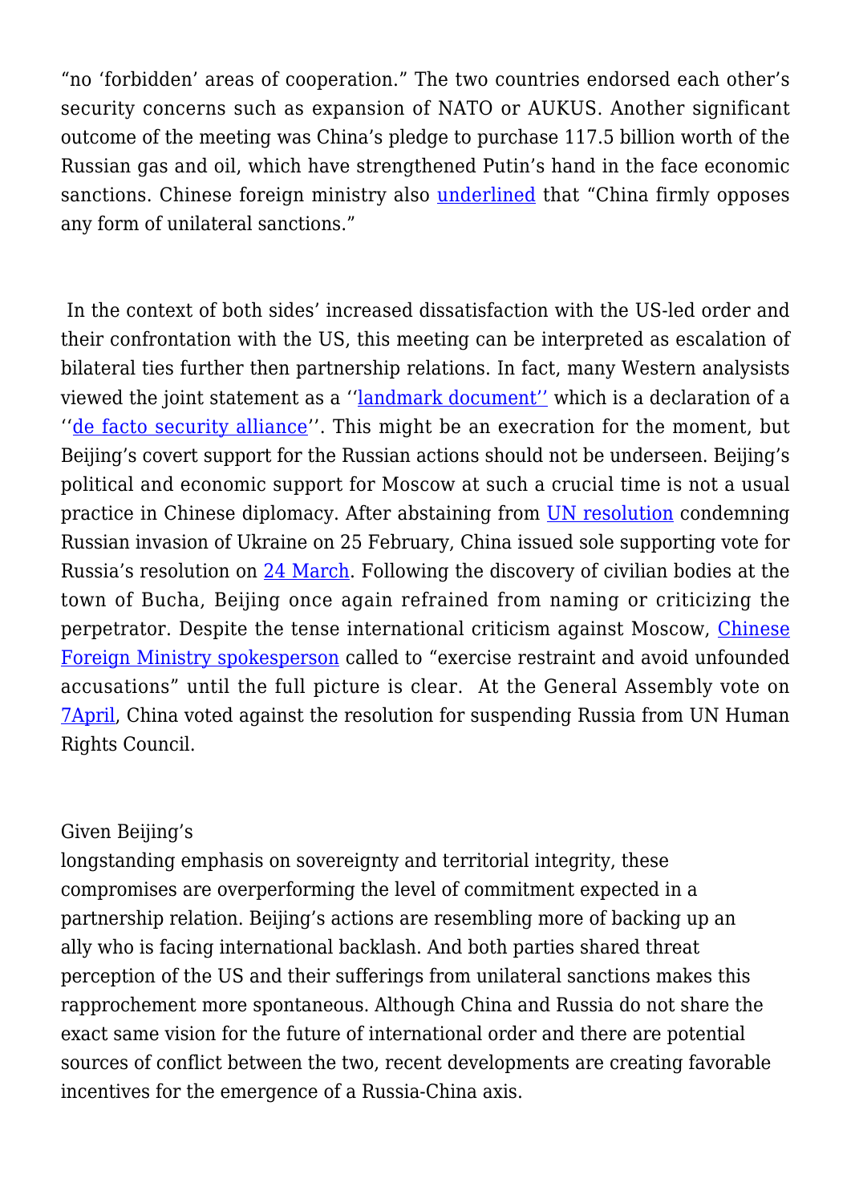"no 'forbidden' areas of cooperation." The two countries endorsed each other's security concerns such as expansion of NATO or AUKUS. Another significant outcome of the meeting was China's pledge to purchase 117.5 billion worth of the Russian gas and oil, which have strengthened Putin's hand in the face economic sanctions. Chinese foreign ministry also underlined that "China firmly opposes any form of unilateral sanctions."

In the context of both sides' increased dissatisfaction with the US-led order and their confrontation with the US, this meeting can be interpreted as escalation of bilateral ties further then partnership relations. In fact, many Western analysists viewed the joint statement as a ''landmark document'' which is a declaration of a ''de facto security alliance''. This might be an execration for the moment, but Beijing's covert support for the Russian actions should not be underseen. Beijing's political and economic support for Moscow at such a crucial time is not a usual practice in Chinese diplomacy. After abstaining from UN resolution condemning Russian invasion of Ukraine on 25 February, China issued sole supporting vote for Russia's resolution on 24 March. Following the discovery of civilian bodies at the town of Bucha, Beijing once again refrained from naming or criticizing the perpetrator. Despite the tense international criticism against Moscow, Chinese Foreign Ministry spokesperson called to "exercise restraint and avoid unfounded accusations" until the full picture is clear. At the General Assembly vote on 7April, China voted against the resolution for suspending Russia from UN Human Rights Council.

Given Beijing's longstanding emphasis on sovereignty and territorial integrity, these compromises are overperforming the level of commitment expected in a partnership relation. Beijing's actions are resembling more of backing up an ally who is facing international backlash. And both parties shared threat perception of the US and their sufferings from unilateral sanctions makes this rapprochement more spontaneous. Although China and Russia do not share the exact same vision for the future of international order and there are potential sources of conflict between the two, recent developments are creating favorable incentives for the emergence of a Russia-China axis.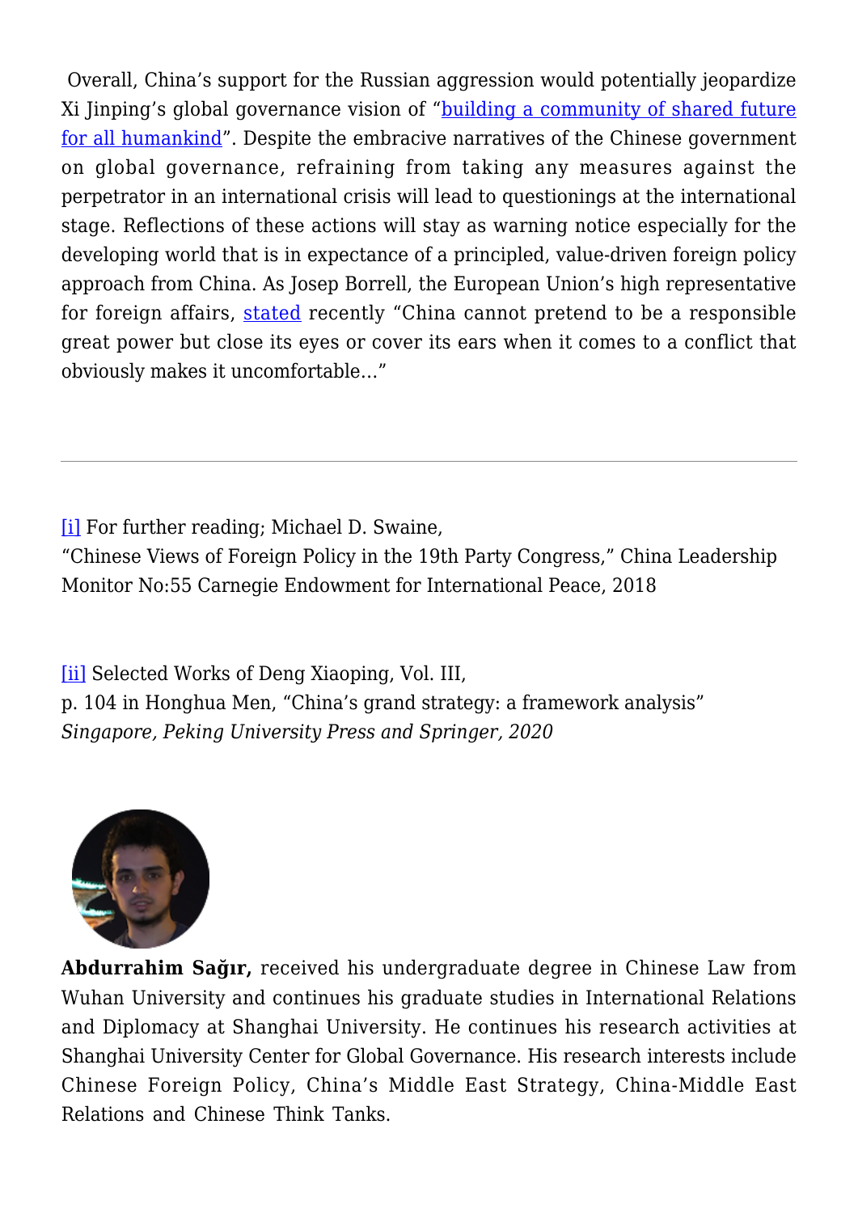Overall, China's support for the Russian aggression would potentially jeopardize Xi Jinping's global governance vision of "building a community of shared future for all humankind". Despite the embracive narratives of the Chinese government on global governance, refraining from taking any measures against the perpetrator in an international crisis will lead to questionings at the international stage. Reflections of these actions will stay as warning notice especially for the developing world that is in expectance of a principled, value-driven foreign policy approach from China. As Josep Borrell, the European Union's high representative for foreign affairs, stated recently "China cannot pretend to be a responsible great power but close its eyes or cover its ears when it comes to a conflict that obviously makes it uncomfortable..."

---

[i] For further reading; Michael D. Swaine, "Chinese Views of Foreign Policy in the 19th Party Congress," China Leadership Monitor No:55 Carnegie Endowment for International Peace, 2018

[ii] Selected Works of Deng Xiaoping, Vol. III, p. 104 in Honghua Men, "China's grand strategy: a framework analysis" *Singapore, Peking University Press and Springer, 2020*

**Abdurrahim Sağır,** received his undergraduate degree in Chinese Law from Wuhan University and continues his graduate studies in International Relations and Diplomacy at Shanghai University. He continues his research activities at Shanghai University Center for Global Governance. His research interests include Chinese Foreign Policy, China's Middle East Strategy, China-Middle East Relations and Chinese Think Tanks.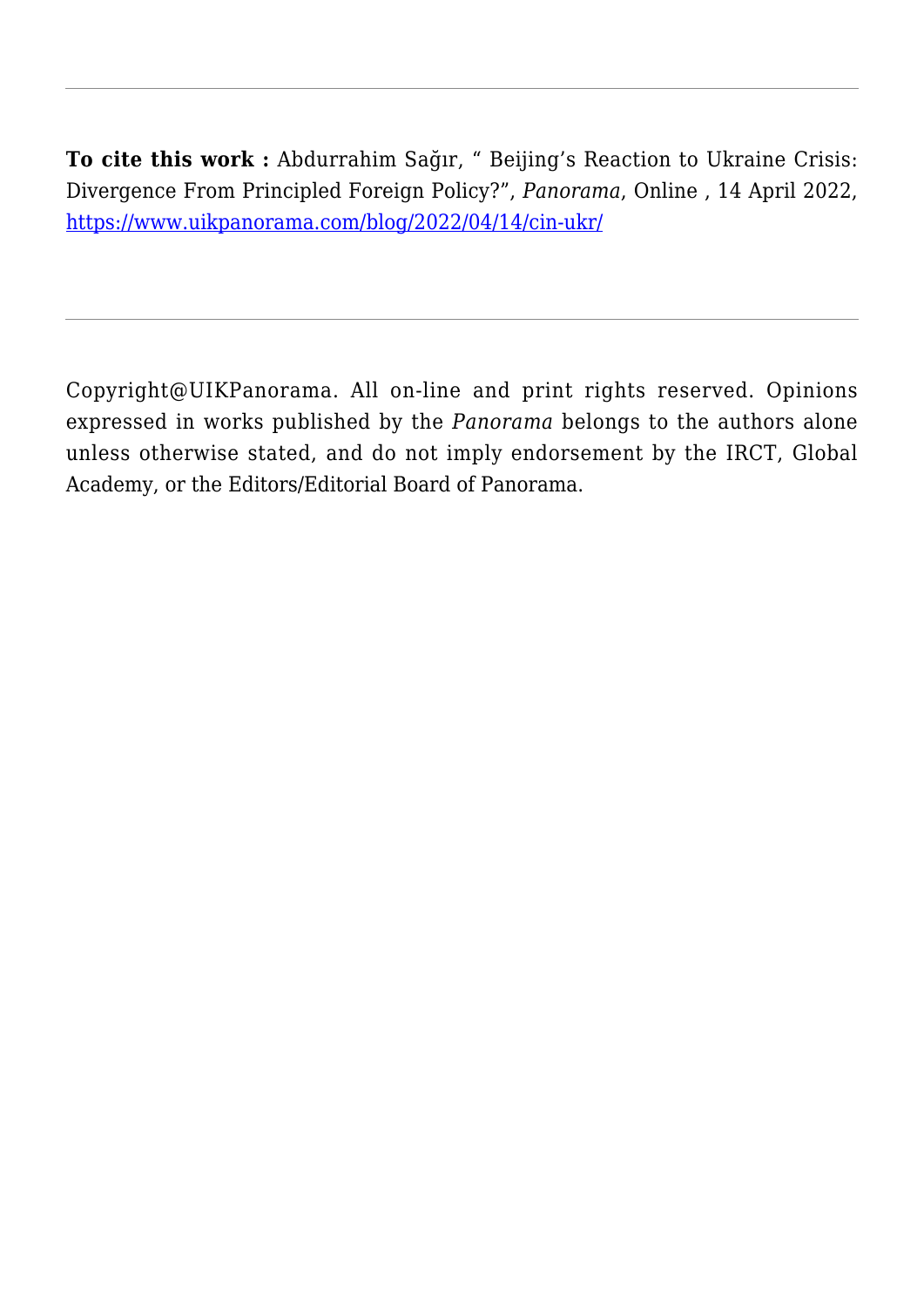---

**To cite this work :** Abdurrahim Sağır, " Beijing's Reaction to Ukraine Crisis: Divergence From Principled Foreign Policy?", *Panorama*, Online , 14 April 2022, [https://www.uikpanorama.com/blog/2022/04/14/cin-ukr/](https://www.uikpanorama.com/blog/2022/04/14/cin-ukr/)

---

Copyright@UIKPanorama. All on-line and print rights reserved. Opinions expressed in works published by the *Panorama* belongs to the authors alone unless otherwise stated, and do not imply endorsement by the IRCT, Global Academy, or the Editors/Editorial Board of Panorama.